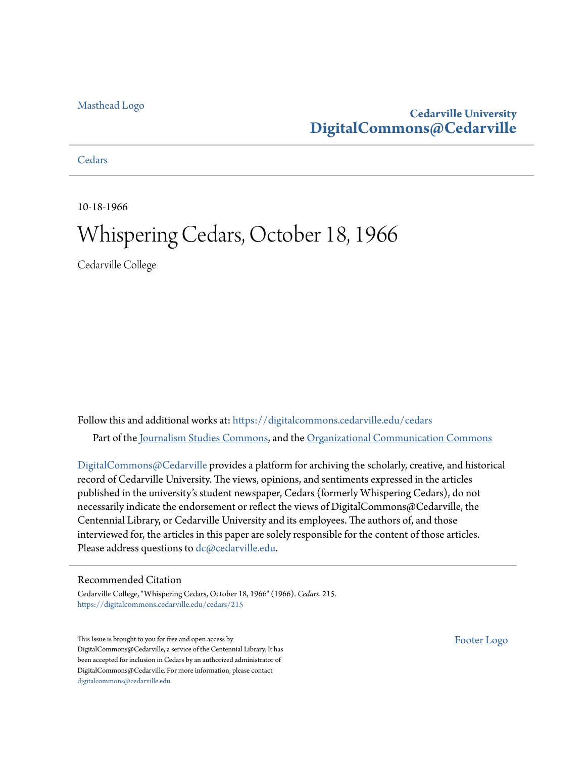Masthead Logo

**Cedarville University**
**DigitalCommons@Cedarville**

Cedars

10-18-1966

# Whispering Cedars, October 18, 1966

Cedarville College

Follow this and additional works at: https://digitalcommons.cedarville.edu/cedars

Part of the Journalism Studies Commons, and the Organizational Communication Commons

DigitalCommons@Cedarville provides a platform for archiving the scholarly, creative, and historical record of Cedarville University. The views, opinions, and sentiments expressed in the articles published in the university's student newspaper, Cedars (formerly Whispering Cedars), do not necessarily indicate the endorsement or reflect the views of DigitalCommons@Cedarville, the Centennial Library, or Cedarville University and its employees. The authors of, and those interviewed for, the articles in this paper are solely responsible for the content of those articles. Please address questions to dc@cedarville.edu.

## Recommended Citation

Cedarville College, "Whispering Cedars, October 18, 1966" (1966). *Cedars*. 215.
https://digitalcommons.cedarville.edu/cedars/215

This Issue is brought to you for free and open access by DigitalCommons@Cedarville, a service of the Centennial Library. It has been accepted for inclusion in Cedars by an authorized administrator of DigitalCommons@Cedarville. For more information, please contact digitalcommons@cedarville.edu.

Footer Logo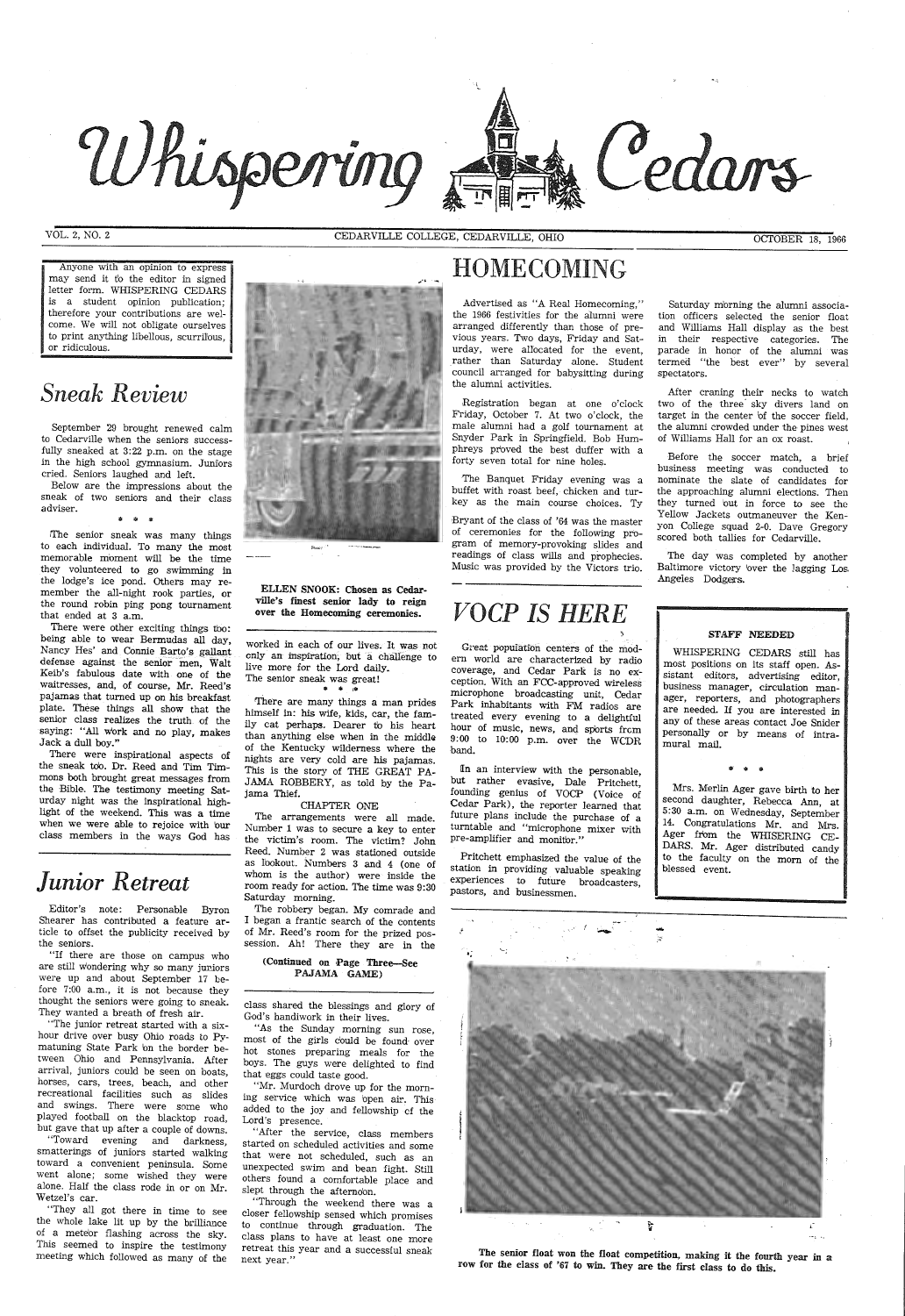# Whispering Cedars

VOL. 2, NO. 2 — CEDARVILLE COLLEGE, CEDARVILLE, OHIO — OCTOBER 18, 1966

Anyone with an opinion to express may send it to the editor in signed letter form. WHISPERING CEDARS is a student opinion publication; therefore your contributions are welcome. We will not obligate ourselves to print anything libellous, scurrilous, or ridiculous.

## *Sneak Review*

September 29 brought renewed calm to Cedarville when the seniors successfully sneaked at 3:22 p.m. on the stage in the high school gymnasium. Juniors cried. Seniors laughed and left.

Below are the impressions about the sneak of two seniors and their class adviser.

\* \* \*

The senior sneak was many things to each individual. To many the most memorable moment will be the time they volunteered to go swimming in the lodge's ice pond. Others may remember the all-night rook parties, or the round robin ping pong tournament that ended at 3 a.m.

There were other exciting things too: being able to wear Bermudas all day, Nancy Hes' and Connie Barto's gallant defense against the senior men, Walt Keib's fabulous date with one of the waitresses, and, of course, Mr. Reed's pajamas that turned up on his breakfast plate. These things all show that the senior class realizes the truth of the saying: "All work and no play, makes Jack a dull boy."

There were inspirational aspects of the sneak too. Dr. Reed and Tim Timmons both brought great messages from the Bible. The testimony meeting Saturday night was the inspirational highlight of the weekend. This was a time when we were able to rejoice with our class members in the ways God has worked in each of our lives. It was not only an inspiration, but a challenge to live more for the Lord daily.

The senior sneak was great!

\* \* \*

There are many things a man prides himself in: his wife, kids, car, the family cat perhaps. Dearer to his heart than anything else when in the middle of the Kentucky wilderness where the nights are very cold are his pajamas. This is the story of THE GREAT PAJAMA ROBBERY, as told by the Pajama Thief.

CHAPTER ONE

The arrangements were all made. Number 1 was to secure a key to enter the victim's room. The victim? John Reed. Number 2 was stationed outside as lookout. Numbers 3 and 4 (one of whom is the author) were inside the room ready for action. The time was 9:30 Saturday morning.

The robbery began. My comrade and I began a frantic search of the contents of Mr. Reed's room for the prized possession. Ah! There they are in the

**(Continued on Page Three—See PAJAMA GAME)**

**ELLEN SNOOK: Chosen as Cedarville's finest senior lady to reign over the Homecoming ceremonies.**

## *Junior Retreat*

Editor's note: Personable Byron Shearer has contributed a feature article to offset the publicity received by the seniors.

"If there are those on campus who are still wondering why so many juniors were up and about September 17 before 7:00 a.m., it is not because they thought the seniors were going to sneak. They wanted a breath of fresh air.

"The junior retreat started with a six-hour drive over busy Ohio roads to Pymatuning State Park on the border between Ohio and Pennsylvania. After arrival, juniors could be seen on boats, horses, cars, trees, beach, and other recreational facilities such as slides and swings. There were some who played football on the blacktop road, but gave that up after a couple of downs.

"Toward evening and darkness, smatterings of juniors started walking toward a convenient peninsula. Some went alone; some wished they were alone. Half the class rode in or on Mr. Wetzel's car.

"They all got there in time to see the whole lake lit up by the brilliance of a meteor flashing across the sky. This seemed to inspire the testimony meeting which followed as many of the class shared the blessings and glory of God's handiwork in their lives.

"As the Sunday morning sun rose, most of the girls could be found over hot stones preparing meals for the boys. The guys were delighted to find that eggs could taste good.

"Mr. Murdoch drove up for the morning service which was open air. This added to the joy and fellowship of the Lord's presence.

"After the service, class members started on scheduled activities and some that were not scheduled, such as an unexpected swim and bean fight. Still others found a comfortable place and slept through the afternoon.

"Through the weekend there was a closer fellowship sensed which promises to continue through graduation. The class plans to have at least one more retreat this year and a successful sneak next year."

# HOMECOMING

Advertised as "A Real Homecoming," the 1966 festivities for the alumni were arranged differently than those of previous years. Two days, Friday and Saturday, were allocated for the event, rather than Saturday alone. Student council arranged for babysitting during the alumni activities.

Registration began at one o'clock Friday, October 7. At two o'clock, the male alumni had a golf tournament at Snyder Park in Springfield. Bob Humphreys proved the best duffer with a forty seven total for nine holes.

The Banquet Friday evening was a buffet with roast beef, chicken and turkey as the main course choices. Ty Bryant of the class of '64 was the master of ceremonies for the following program of memory-provoking slides and readings of class wills and prophecies. Music was provided by the Victors trio.

Saturday morning the alumni association officers selected the senior float and Williams Hall display as the best in their respective categories. The parade in honor of the alumni was termed "the best ever" by several spectators.

After craning their necks to watch two of the three sky divers land on target in the center of the soccer field, the alumni crowded under the pines west of Williams Hall for an ox roast.

Before the soccer match, a brief business meeting was conducted to nominate the slate of candidates for the approaching alumni elections. Then they turned out in force to see the Yellow Jackets outmaneuver the Kenyon College squad 2-0. Dave Gregory scored both tallies for Cedarville.

The day was completed by another Baltimore victory over the lagging Los Angeles Dodgers.

# *VOCP IS HERE*

Great population centers of the modern world are characterized by radio coverage, and Cedar Park is no exception. With an FCC-approved wireless microphone broadcasting unit, Cedar Park inhabitants with FM radios are treated every evening to a delightful hour of music, news, and sports from 9:00 to 10:00 p.m. over the WCDR band.

In an interview with the personable, but rather evasive, Dale Pritchett, founding genius of VOCP (Voice of Cedar Park), the reporter learned that future plans include the purchase of a turntable and "microphone mixer with pre-amplifier and monitor."

Pritchett emphasized the value of the station in providing valuable speaking experiences to future broadcasters, pastors, and businessmen.

**STAFF NEEDED**

WHISPERING CEDARS still has most positions on its staff open. Assistant editors, advertising editor, business manager, circulation manager, reporters, and photographers are needed. If you are interested in any of these areas contact Joe Snider personally or by means of intramural mail.

\* \* \*

Mrs. Merlin Ager gave birth to her second daughter, Rebecca Ann, at 5:30 a.m. on Wednesday, September 14. Congratulations Mr. and Mrs. Ager from the WHISERING CEDARS. Mr. Ager distributed candy to the faculty on the morn of the blessed event.

**The senior float won the float competition, making it the fourth year in a row for the class of '67 to win. They are the first class to do this.**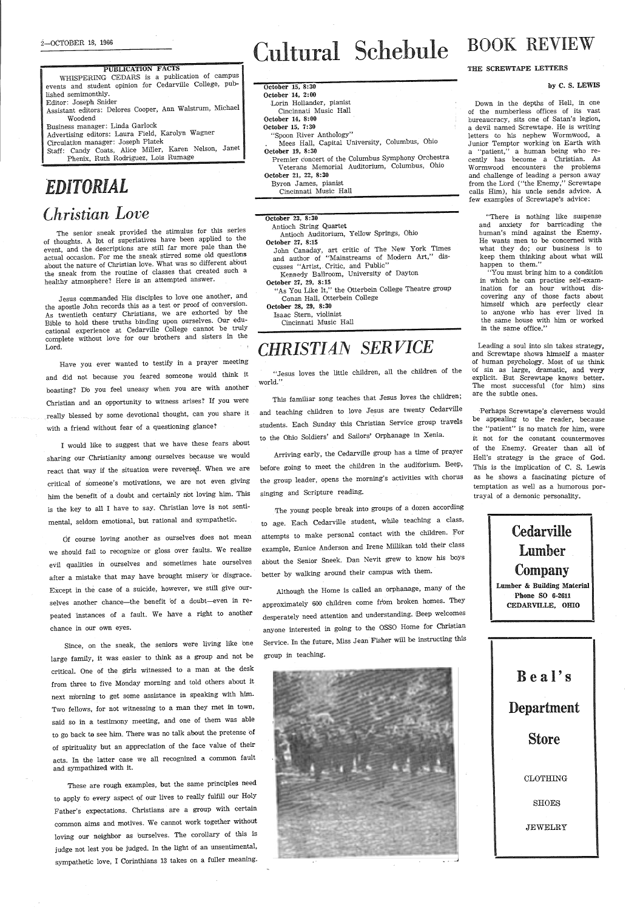## PUBLICATION FACTS

WHISPERING CEDARS is a publication of campus events and student opinion for Cedarville College, published semimonthly.

Editor: Joseph Snider

Assistant editors: Delores Cooper, Ann Walstrum, Michael Woodend

Business manager: Linda Garlock

Advertising editors: Laura Field, Karolyn Wagner

Circulation manager: Joseph Platek

Staff: Candy Coats, Alice Miller, Karen Nelson, Janet Phenix, Ruth Rodriguez, Lois Rumage

# EDITORIAL

## Christian Love

The senior sneak provided the stimulus for this series of thoughts. A lot of superlatives have been applied to the event, and the descriptions are still far more pale than the actual occasion. For me the sneak stirred some old questions about the nature of Christian love. What was so different about the sneak from the routine of classes that created such a healthy atmosphere? Here is an attempted answer.

Jesus commanded His disciples to love one another, and the apostle John records this as a test or proof of conversion. As twentieth century Christians, we are exhorted by the Bible to hold these truths binding upon ourselves. Our educational experience at Cedarville College cannot be truly complete without love for our brothers and sisters in the Lord.

Have you ever wanted to testify in a prayer meeting and did not because you feared someone would think it boasting? Do you feel uneasy when you are with another Christian and an opportunity to witness arises? If you were really blessed by some devotional thought, can you share it with a friend without fear of a questioning glance?

I would like to suggest that we have these fears about sharing our Christianity among ourselves because we would react that way if the situation were reversed. When we are critical of someone's motivations, we are not even giving him the benefit of a doubt and certainly not loving him. This is the key to all I have to say. Christian love is not sentimental, seldom emotional, but rational and sympathetic.

Of course loving another as ourselves does not mean we should fail to recognize or gloss over faults. We realize evil qualities in ourselves and sometimes hate ourselves after a mistake that may have brought misery or disgrace. Except in the case of a suicide, however, we still give ourselves another chance—the benefit of a doubt—even in repeated instances of a fault. We have a right to another chance in our own eyes.

Since, on the sneak, the seniors were living like one large family, it was easier to think as a group and not be critical. One of the girls witnessed to a man at the desk from three to five Monday morning and told others about it next morning to get some assistance in speaking with him. Two fellows, for not witnessing to a man they met in town, said so in a testimony meeting, and one of them was able to go back to see him. There was no talk about the pretense of spirituality but an appreciation of the face value of their acts. In the latter case we all recognized a common fault and sympathized with it.

These are rough examples, but the same principles need to apply to every aspect of our lives to really fulfill our Holy Father's expectations. Christians are a group with certain common aims and motives. We cannot work together without loving our neighbor as ourselves. The corollary of this is judge not lest you be judged. In the light of an unsentimental, sympathetic love, I Corinthians 13 takes on a fuller meaning.

# Cultural Schebule

**October 13, 8:30**
**October 14, 2:00**
Lorin Hollander, pianist
Cincinnati Music Hall

**October 14, 8:00**
**October 15, 7:30**
"Spoon River Anthology"
Mees Hall, Capital University, Columbus, Ohio

**October 19, 8:30**
Premier concert of the Columbus Symphony Orchestra
Veterans Memorial Auditorium, Columbus, Ohio

**October 21, 22, 8:30**
Byron James, pianist
Cincinnati Music Hall

**October 23, 8:30**
Antioch String Quartet
Antioch Auditorium, Yellow Springs, Ohio

**October 27, 8:15**
John Canaday, art critic of The New York Times and author of "Mainstreams of Modern Art," discusses "Artist, Critic, and Public"
Kennedy Ballroom, University of Dayton

**October 27, 29, 8:15**
"As You Like It," the Otterbein College Theatre group
Conan Hall, Otterbein College

**October 28, 29, 8:30**
Isaac Stern, violinist
Cincinnati Music Hall

# CHRISTIAN SERVICE

"Jesus loves the little children, all the children of the world."

This familiar song teaches that Jesus loves the children; and teaching children to love Jesus are twenty Cedarville students. Each Sunday this Christian Service group travels to the Ohio Soldiers' and Sailors' Orphanage in Xenia.

Arriving early, the Cedarville group has a time of prayer before going to meet the children in the auditorium. Beep, the group leader, opens the morning's activities with chorus singing and Scripture reading.

The young people break into groups of a dozen according to age. Each Cedarville student, while teaching a class, attempts to make personal contact with the children. For example, Eunice Anderson and Irene Millikan told their class about the Senior Sneek. Dan Nevit grew to know his boys better by walking around their campus with them.

Although the Home is called an orphanage, many of the approximately 600 children come from broken homes. They desperately need attention and understanding. Beep welcomes anyone interested in going to the OSSO Home for Christian Service. In the future, Miss Jean Fisher will be instructing this group in teaching.

# BOOK REVIEW

**THE SCREWTAPE LETTERS**

**by C. S. LEWIS**

Down in the depths of Hell, in one of the numberless offices of its vast bureaucracy, sits one of Satan's legion, a devil named Screwtape. He is writing letters to his nephew Wormwood, a Junior Temptor working on Earth with a "patient," a human being who recently has become a Christian. As Wormwood encounters the problems and challenge of leading a person away from the Lord ("the Enemy," Screwtape calls Him), his uncle sends advice. A few examples of Screwtape's advice:

> "There is nothing like suspense and anxiety for barricading the human's mind against the Enemy. He wants men to be concerned with what they do; our business is to keep them thinking about what will happen to them."
>
> "You must bring him to a condition in which he can practise self-examination for an hour without discovering any of those facts about himself which are perfectly clear to anyone who has ever lived in the same house with him or worked in the same office."

Leading a soul into sin takes strategy, and Screwtape shows himself a master of human psychology. Most of us think of sin as large, dramatic, and very explicit. But Screwtape knows better. The most successful (for him) sins are the subtle ones.

Perhaps Screwtape's cleverness would be appealing to the reader, because the "patient" is no match for him, were it not for the constant countermoves of the Enemy. Greater than all of Hell's strategy is the grace of God. This is the implication of C. S. Lewis as he shows a fascinating picture of temptation as well as a humorous portrayal of a demonic personality.

**Cedarville Lumber Company**

Lumber & Building Material
Phone SO 6-2611
CEDARVILLE, OHIO

**Beal's Department Store**

CLOTHING

SHOES

JEWELRY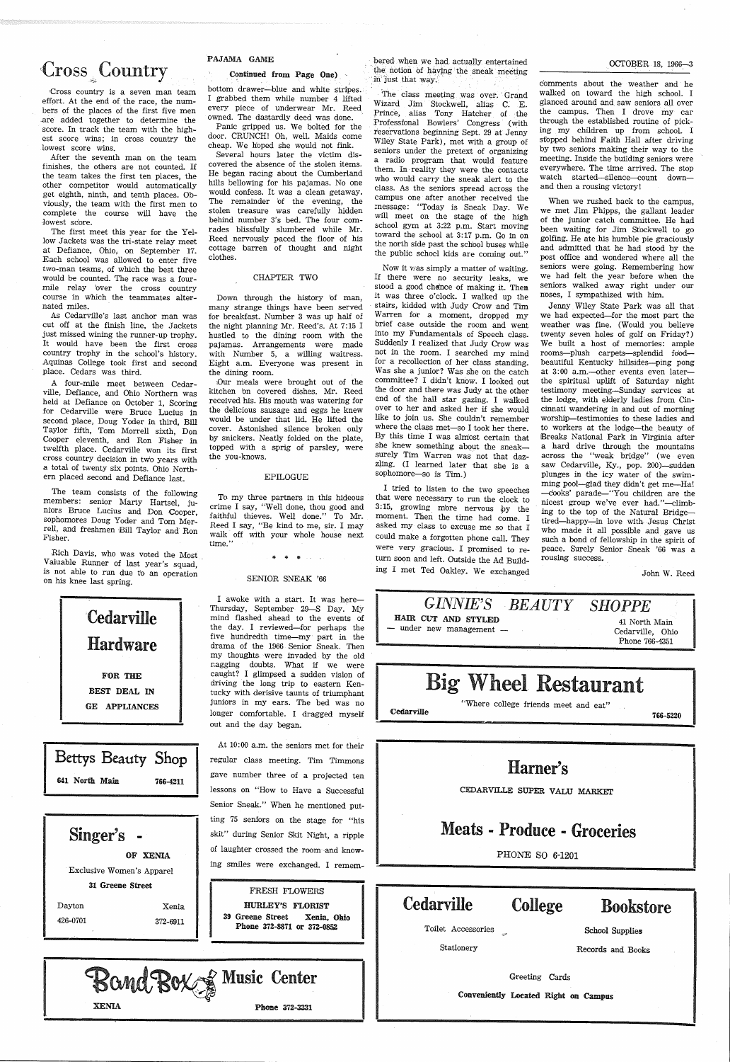# Cross Country

Cross country is a seven man team effort. At the end of the race, the numbers of the places of the first five men are added together to determine the score. In track the team with the highest score wins; in cross country the lowest score wins.

After the seventh man on the team finishes, the others are not counted. If the team takes the first ten places, the other competitor would automatically get eighth, ninth, and tenth places. Obviously, the team with the first men to complete the course will have the lowest score.

The first meet this year for the Yellow Jackets was the tri-state relay meet at Defiance, Ohio, on September 17. Each school was allowed to enter five two-man teams, of which the best three would be counted. The race was a four-mile relay over the cross country course in which the teammates alternated miles.

As Cedarville's last anchor man was cut off at the finish line, the Jackets just missed wining the runner-up trophy. It would have been the first cross country trophy in the school's history. Aquinas College took first and second place. Cedars was third.

A four-mile meet between Cedarville, Defiance, and Ohio Northern was held at Defiance on October 1. Scoring for Cedarville were Bruce Lucius in second place, Doug Yoder in third, Bill Taylor fifth, Tom Morrell sixth, Don Cooper eleventh, and Ron Fisher in twelfth place. Cedarville won its first cross country decision in two years with a total of twenty six points. Ohio Northern placed second and Defiance last.

The team consists of the following members: senior Marty Hartsel, juniors Bruce Lucius and Don Cooper, sophomores Doug Yoder and Tom Merrell, and freshmen Bill Taylor and Ron Fisher.

Rich Davis, who was voted the Most Valuable Runner of last year's squad, is not able to run due to an operation on his knee last spring.

**Cedarville Hardware**

FOR THE BEST DEAL IN GE APPLIANCES

**Bettys Beauty Shop**

641 North Main 766-4211

**Singer's - OF XENIA**

Exclusive Women's Apparel

31 Greene Street

Dayton 426-0701 Xenia 372-6911

## PAJAMA GAME

### Continued from Page One)

bottom drawer—blue and white stripes. I grabbed them while number 4 lifted every piece of underwear Mr. Reed owned. The dastardly deed was done.

Panic gripped us. We bolted for the door. CRUNCH! Oh, well. Maids come cheap. We hoped she would not fink.

Several hours later the victim discovered the absence of the stolen items. He began racing about the Cumberland hills bellowing for his pajamas. No one would confess. It was a clean getaway. The remainder of the evening, the stolen treasure was carefully hidden behind number 3's bed. The four comrades blissfully slumbered while Mr. Reed nervously paced the floor of his cottage barren of thought and night clothes.

### CHAPTER TWO

Down through the history of man, many strange things have been served for breakfast. Number 3 was up half of the night planning Mr. Reed's. At 7:15 I hustled to the dining room with the pajamas. Arrangements were made with Number 5, a willing waitress. Eight a.m. Everyone was present in the dining room.

Our meals were brought out of the kitchen on covered dishes. Mr. Reed received his. His mouth was watering for the delicious sausage and eggs he knew would be under that lid. He lifted the cover. Astonished silence broken only by snickers. Neatly folded on the plate, topped with a sprig of parsley, were the you-knows.

### EPILOGUE

To my three partners in this hideous crime I say, "Well done, thou good and faithful thieves. Well done." To Mr. Reed I say, "Be kind to me, sir. I may walk off with your whole house next time."

\* \* \*

## SENIOR SNEAK '66

I awoke with a start. It was here—Thursday, September 29—S Day. My mind flashed ahead to the events of the day. I reviewed—for perhaps the five hundredth time—my part in the drama of the 1966 Senior Sneak. Then my thoughts were invaded by the old nagging doubts. What if we were caught? I glimpsed a sudden vision of driving the long trip to eastern Kentucky with derisive taunts of triumphant juniors in my ears. The bed was no longer comfortable. I dragged myself out and the day began.

At 10:00 a.m. the seniors met for their regular class meeting. Tim Timmons gave number three of a projected ten lessons on "How to Have a Successful Senior Sneak." When he mentioned putting 75 seniors on the stage for "his skit" during Senior Skit Night, a ripple of laughter crossed the room and knowing smiles were exchanged. I remembered when we had actually entertained the notion of having the sneak meeting in just that way.

The class meeting was over. Grand Wizard Jim Stockwell, alias C. E. Prince, alias Tony Hatcher of the Professional Bowlers' Congress (with reservations beginning Sept. 29 at Jenny Wiley State Park), met with a group of seniors under the pretext of organizing a radio program that would feature them. In reality they were the contacts who would carry the sneak alert to the class. As the seniors spread across the campus one after another received the message: "Today is Sneak Day. We will meet on the stage of the high school gym at 3:22 p.m. Start moving toward the school at 3:17 p.m. Go in on the north side past the school buses while the public school kids are coming out."

Now it was simply a matter of waiting. If there were no security leaks, we stood a good chance of making it. Then it was three o'clock. I walked up the stairs, kidded with Judy Crow and Tim Warren for a moment, dropped my brief case outside the room and went into my Fundamentals of Speech class. Suddenly I realized that Judy Crow was not in the room. I searched my mind for a recollection of her class standing. Was she a junior? Was she on the catch committee? I didn't know. I looked out the door and there was Judy at the other end of the hall star gazing. I walked over to her and asked her if she would like to join us. She couldn't remember where the class met—so I took her there. By this time I was almost certain that she knew something about the sneak—surely Tim Warren was not that dazzling. (I learned later that she is a sophomore—so is Tim.)

I tried to listen to the two speeches that were necessary to run the clock to 3:15, growing more nervous by the moment. Then the time had come. I asked my class to excuse me so that I could make a forgotten phone call. They were very gracious. I promised to return soon and left. Outside the Ad Building I met Ted Oakley. We exchanged comments about the weather and he walked on toward the high school. I glanced around and saw seniors all over the campus. Then I drove my car through the established routine of picking my children up from school. I stopped behind Faith Hall after driving by two seniors making their way to the meeting. Inside the building seniors were everywhere. The time arrived. The stop watch started—silence—count down—and then a rousing victory!

When we rushed back to the campus, we met Jim Phipps, the gallant leader of the junior catch committee. He had been waiting for Jim Stockwell to go golfing. He ate his humble pie graciously and admitted that he had stood by the post office and wondered where all the seniors were going. Remembering how we had felt the year before when the seniors walked away right under our noses, I sympathized with him.

Jenny Wiley State Park was all that we had expected—for the most part the weather was fine. (Would you believe twenty seven holes of golf on Friday?) We built a host of memories: ample rooms—plush carpets—splendid food—beautiful Kentucky hillsides—ping pong at 3:00 a.m.—other events even later—the spiritual uplift of Saturday night testimony meeting—Sunday services at the lodge, with elderly ladies from Cincinnati wandering in and out of morning worship—testimonies to these ladies and to workers at the lodge—the beauty of Breaks National Park in Virginia after a hard drive through the mountains across the "weak bridge" (we even saw Cedarville, Ky., pop. 200)—sudden plunges in the icy water of the swimming pool—glad they didn't get me—Ha! —cooks' parade—"You children are the nicest group we've ever had."—climbing to the top of the Natural Bridge—tired—happy—in love with Jesus Christ who made it all possible and gave us such a bond of fellowship in the spirit of peace. Surely Senior Sneak '66 was a rousing success.

John W. Reed

FRESH FLOWERS

**HURLEY'S FLORIST**

39 Greene Street Xenia, Ohio

Phone 372-8871 or 372-0852

**Band Box Music Center**

XENIA Phone 372-3331

**GINNIE'S BEAUTY SHOPPE**

HAIR CUT AND STYLED — under new management —

41 North Main Cedarville, Ohio Phone 766-4351

**Big Wheel Restaurant**

"Where college friends meet and eat"

Cedarville 766-5220

**Harner's**

CEDARVILLE SUPER VALU MARKET

**Meats - Produce - Groceries**

PHONE SO 6-1201

**Cedarville College Bookstore**

Toilet Accessories — School Supplies

Stationery — Records and Books

Greeting Cards

Conveniently Located Right on Campus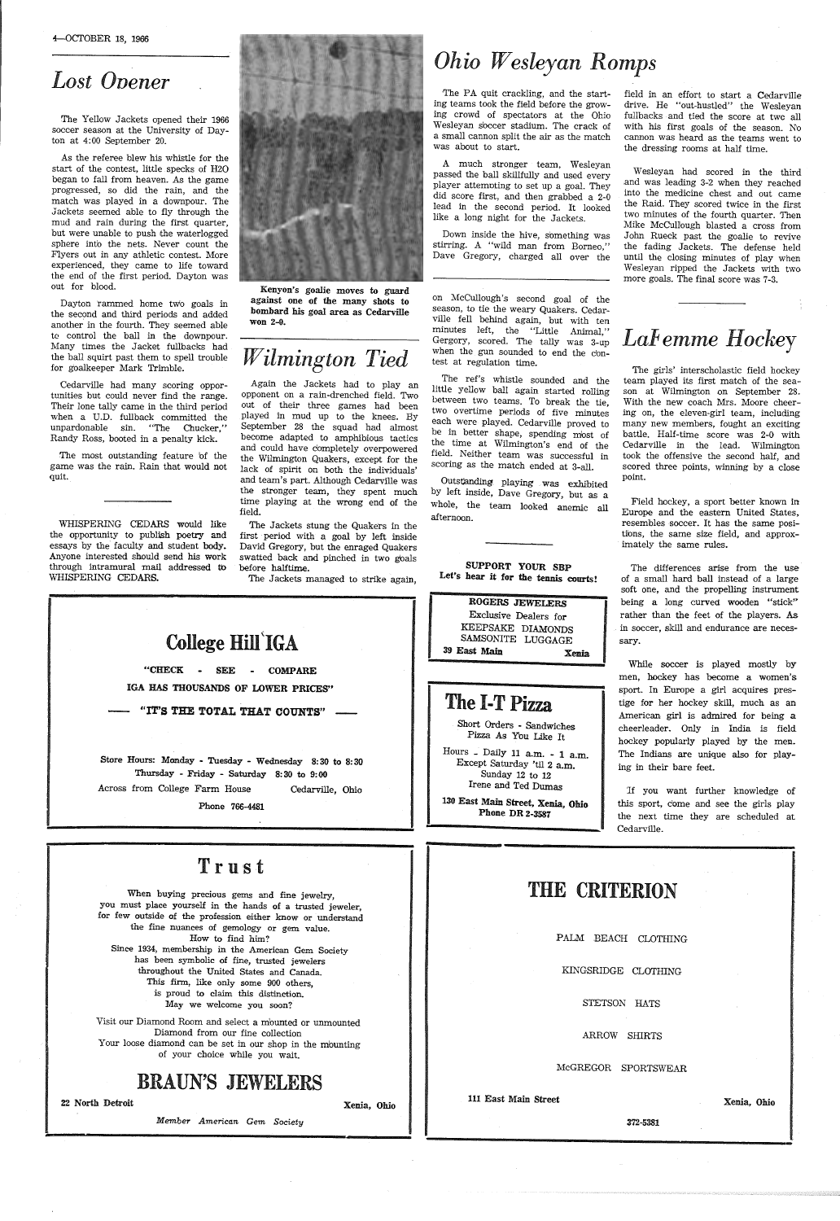# Lost Opener

The Yellow Jackets opened their 1966 soccer season at the University of Dayton at 4:00 September 20.

As the referee blew his whistle for the start of the contest, little specks of H2O began to fall from heaven. As the game progressed, so did the rain, and the match was played in a downpour. The Jackets seemed able to fly through the mud and rain during the first quarter, but were unable to push the waterlogged sphere into the nets. Never count the Flyers out in any athletic contest. More experienced, they came to life toward the end of the first period. Dayton was out for blood.

Dayton rammed home two goals in the second and third periods and added another in the fourth. They seemed able to control the ball in the downpour. Many times the Jacket fullbacks had the ball squirt past them to spell trouble for goalkeeper Mark Trimble.

Cedarville had many scoring opportunities but could never find the range. Their lone tally came in the third period when a U.D. fullback committed the unpardonable sin. "The Chucker," Randy Ross, booted in a penalty kick.

The most outstanding feature of the game was the rain. Rain that would not quit.

---

WHISPERING CEDARS would like the opportunity to publish poetry and essays by the faculty and student body. Anyone interested should send his work through intramural mail addressed to WHISPERING CEDARS.

**Kenyon's goalie moves to guard against one of the many shots to bombard his goal area as Cedarville won 2-0.**

# Wilmington Tied

Again the Jackets had to play an opponent on a rain-drenched field. Two out of their three games had been played in mud up to the knees. By September 28 the squad had almost become adapted to amphibious tactics and could have completely overpowered the Wilmington Quakers, except for the lack of spirit on both the individuals' and team's part. Although Cedarville was the stronger team, they spent much time playing at the wrong end of the field.

The Jackets stung the Quakers in the first period with a goal by left inside David Gregory, but the enraged Quakers swatted back and pinched in two goals before halftime.

The Jackets managed to strike again, on McCullough's second goal of the season, to tie the weary Quakers. Cedarville fell behind again, but with ten minutes left, the "Little Animal," Gergory, scored. The tally was 3-up when the gun sounded to end the contest at regulation time.

The ref's whistle sounded and the little yellow ball again started rolling between two teams. To break the tie, two overtime periods of five minutes each were played. Cedarville proved to be in better shape, spending most of the time at Wilmington's end of the field. Neither team was successful in scoring as the match ended at 3-all.

Outstanding playing was exhibited by left inside, Dave Gregory, but as a whole, the team looked anemic all afternoon.

---

**SUPPORT YOUR SBP**
**Let's hear it for the tennis courts!**

# Ohio Wesleyan Romps

The PA quit crackling, and the starting teams took the field before the growing crowd of spectators at the Ohio Wesleyan soccer stadium. The crack of a small cannon split the air as the match was about to start.

A much stronger team, Wesleyan passed the ball skillfully and used every player attempting to set up a goal. They did score first, and then grabbed a 2-0 lead in the second period. It looked like a long night for the Jackets.

Down inside the hive, something was stirring. A "wild man from Borneo," Dave Gregory, charged all over the field in an effort to start a Cedarville drive. He "out-hustled" the Wesleyan fullbacks and tied the score at two all with his first goals of the season. No cannon was heard as the teams went to the dressing rooms at half time.

Wesleyan had scored in the third and was leading 3-2 when they reached into the medicine chest and out came the Raid. They scored twice in the first two minutes of the fourth quarter. Then Mike McCullough blasted a cross from John Rueck past the goalie to revive the fading Jackets. The defense held until the closing minutes of play when Wesleyan ripped the Jackets with two more goals. The final score was 7-3.

# LaFemme Hockey

The girls' interscholastic field hockey team played its first match of the season at Wilmington on September 28. With the new coach Mrs. Moore cheering on, the eleven-girl team, including many new members, fought an exciting battle. Half-time score was 2-0 with Cedarville in the lead. Wilmington took the offensive the second half, and scored three points, winning by a close point.

Field hockey, a sport better known in Europe and the eastern United States, resembles soccer. It has the same positions, the same size field, and approximately the same rules.

The differences arise from the use of a small hard ball instead of a large soft one, and the propelling instrument being a long curved wooden "stick" rather than the feet of the players. As in soccer, skill and endurance are necessary.

While soccer is played mostly by men, hockey has become a women's sport. In Europe a girl acquires prestige for her hockey skill, much as an American girl is admired for being a cheerleader. Only in India is field hockey popularly played by the men. The Indians are unique also for playing in their bare feet.

If you want further knowledge of this sport, come and see the girls play the next time they are scheduled at Cedarville.

---

## College Hill IGA

"CHECK - SEE - COMPARE

IGA HAS THOUSANDS OF LOWER PRICES"

— "IT'S THE TOTAL THAT COUNTS" —

Store Hours: Monday - Tuesday - Wednesday 8:30 to 8:30
Thursday - Friday - Saturday 8:30 to 9:00

Across from College Farm House Cedarville, Ohio

Phone 766-4481

---

**ROGERS JEWELERS**
Exclusive Dealers for
KEEPSAKE DIAMONDS
SAMSONITE LUGGAGE
**39 East Main Xenia**

---

## The I-T Pizza

Short Orders - Sandwiches
Pizza As You Like It

Hours - Daily 11 a.m. - 1 a.m.
Except Saturday 'til 2 a.m.
Sunday 12 to 12
Irene and Ted Dumas

**130 East Main Street, Xenia, Ohio**
**Phone DR 2-3587**

---

## Trust

When buying precious gems and fine jewelry,
you must place yourself in the hands of a trusted jeweler,
for few outside of the profession either know or understand
the fine nuances of gemology or gem value.
How to find him?
Since 1934, membership in the American Gem Society
has been symbolic of fine, trusted jewelers
throughout the United States and Canada.
This firm, like only some 900 others,
is proud to claim this distinction.
May we welcome you soon?

Visit our Diamond Room and select a mounted or unmounted
Diamond from our fine collection
Your loose diamond can be set in our shop in the mounting
of your choice while you wait.

## BRAUN'S JEWELERS

**22 North Detroit Xenia, Ohio**

*Member American Gem Society*

---

## THE CRITERION

PALM BEACH CLOTHING

KINGSRIDGE CLOTHING

STETSON HATS

ARROW SHIRTS

McGREGOR SPORTSWEAR

**111 East Main Street Xenia, Ohio**

**372-5381**